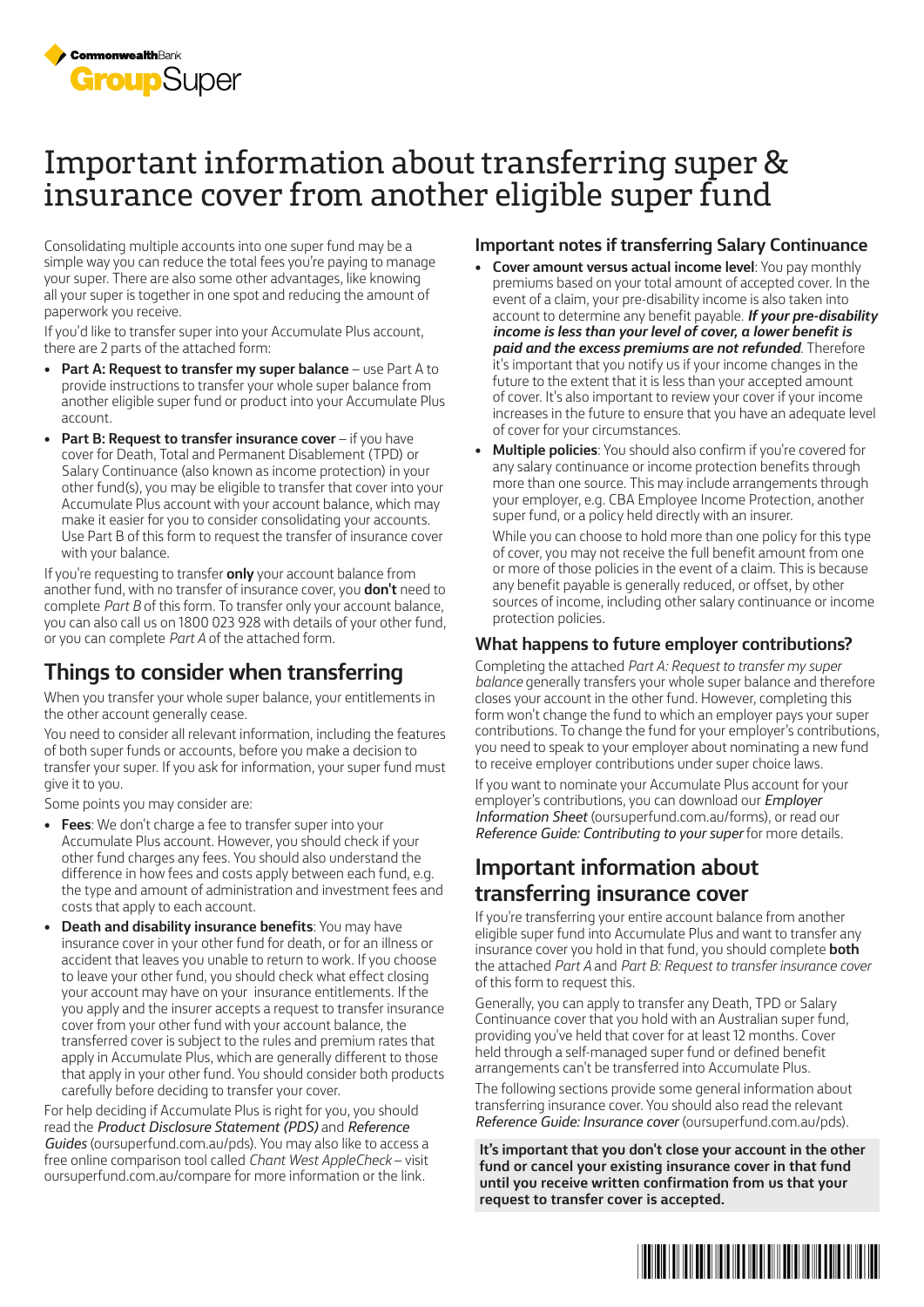CommonwealthBank GroupSuper

# Important information about transferring super & insurance cover from another eligible super fund

Consolidating multiple accounts into one super fund may be a simple way you can reduce the total fees you're paying to manage your super. There are also some other advantages, like knowing all your super is together in one spot and reducing the amount of paperwork you receive.

If you'd like to transfer super into your Accumulate Plus account, there are 2 parts of the attached form:

- **Part A: Request to transfer my super balance** – use Part A to provide instructions to transfer your whole super balance from another eligible super fund or product into your Accumulate Plus account.
- **Part B: Request to transfer insurance cover** – if you have cover for Death, Total and Permanent Disablement (TPD) or Salary Continuance (also known as income protection) in your other fund(s), you may be eligible to transfer that cover into your Accumulate Plus account with your account balance, which may make it easier for you to consider consolidating your accounts. Use Part B of this form to request the transfer of insurance cover with your balance.

If you're requesting to transfer **only** your account balance from another fund, with no transfer of insurance cover, you **don't** need to complete *Part B* of this form. To transfer only your account balance, you can also call us on 1800 023 928 with details of your other fund, or you can complete *Part A* of the attached form.

## Things to consider when transferring

When you transfer your whole super balance, your entitlements in the other account generally cease.

You need to consider all relevant information, including the features of both super funds or accounts, before you make a decision to transfer your super. If you ask for information, your super fund must give it to you.

Some points you may consider are:

- **Fees**: We don't charge a fee to transfer super into your Accumulate Plus account. However, you should check if your other fund charges any fees. You should also understand the difference in how fees and costs apply between each fund, e.g. the type and amount of administration and investment fees and costs that apply to each account.
- **Death and disability insurance benefits**: You may have insurance cover in your other fund for death, or for an illness or accident that leaves you unable to return to work. If you choose to leave your other fund, you should check what effect closing your account may have on your insurance entitlements. If the you apply and the insurer accepts a request to transfer insurance cover from your other fund with your account balance, the transferred cover is subject to the rules and premium rates that apply in Accumulate Plus, which are generally different to those that apply in your other fund. You should consider both products carefully before deciding to transfer your cover.

For help deciding if Accumulate Plus is right for you, you should read the *Product Disclosure Statement (PDS)* and *Reference Guides* (oursuperfund.com.au/pds). You may also like to access a free online comparison tool called *Chant West AppleCheck* – visit oursuperfund.com.au/compare for more information or the link.

### Important notes if transferring Salary Continuance

- **Cover amount versus actual income level**: You pay monthly premiums based on your total amount of accepted cover. In the event of a claim, your pre-disability income is also taken into account to determine any benefit payable. ***If your pre-disability income is less than your level of cover, a lower benefit is paid and the excess premiums are not refunded***. Therefore it's important that you notify us if your income changes in the future to the extent that it is less than your accepted amount of cover. It's also important to review your cover if your income increases in the future to ensure that you have an adequate level of cover for your circumstances.
- **Multiple policies**: You should also confirm if you're covered for any salary continuance or income protection benefits through more than one source. This may include arrangements through your employer, e.g. CBA Employee Income Protection, another super fund, or a policy held directly with an insurer.

  While you can choose to hold more than one policy for this type of cover, you may not receive the full benefit amount from one or more of those policies in the event of a claim. This is because any benefit payable is generally reduced, or offset, by other sources of income, including other salary continuance or income protection policies.

### What happens to future employer contributions?

Completing the attached *Part A: Request to transfer my super balance* generally transfers your whole super balance and therefore closes your account in the other fund. However, completing this form won't change the fund to which an employer pays your super contributions. To change the fund for your employer's contributions, you need to speak to your employer about nominating a new fund to receive employer contributions under super choice laws.

If you want to nominate your Accumulate Plus account for your employer's contributions, you can download our *Employer Information Sheet* (oursuperfund.com.au/forms), or read our *Reference Guide: Contributing to your super* for more details.

## Important information about transferring insurance cover

If you're transferring your entire account balance from another eligible super fund into Accumulate Plus and want to transfer any insurance cover you hold in that fund, you should complete **both** the attached *Part A* and *Part B: Request to transfer insurance cover* of this form to request this.

Generally, you can apply to transfer any Death, TPD or Salary Continuance cover that you hold with an Australian super fund, providing you've held that cover for at least 12 months. Cover held through a self-managed super fund or defined benefit arrangements can't be transferred into Accumulate Plus.

The following sections provide some general information about transferring insurance cover. You should also read the relevant *Reference Guide: Insurance cover* (oursuperfund.com.au/pds).

**It's important that you don't close your account in the other fund or cancel your existing insurance cover in that fund until you receive written confirmation from us that your request to transfer cover is accepted.**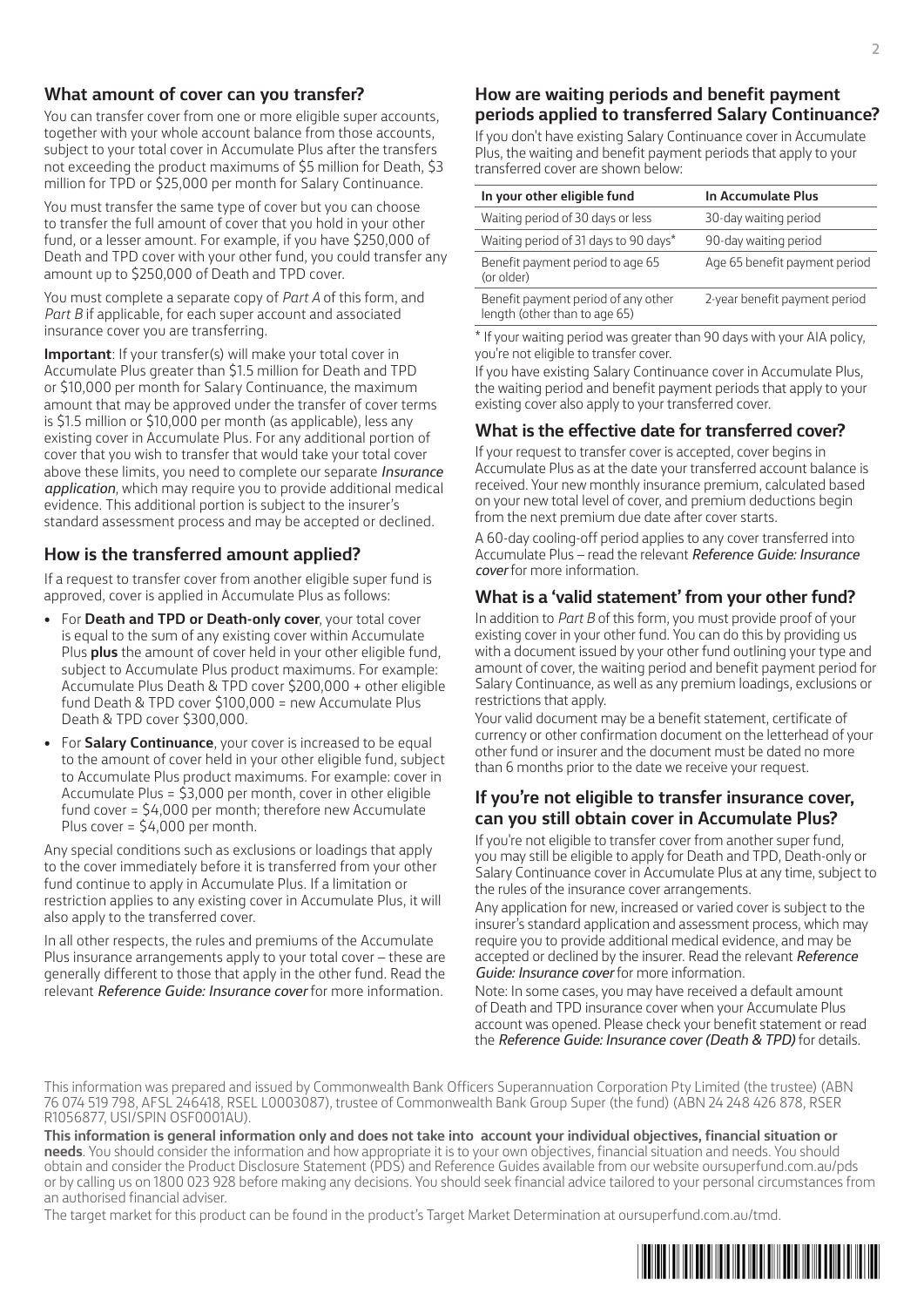## What amount of cover can you transfer?

You can transfer cover from one or more eligible super accounts, together with your whole account balance from those accounts, subject to your total cover in Accumulate Plus after the transfers not exceeding the product maximums of $5 million for Death, $3 million for TPD or $25,000 per month for Salary Continuance.

You must transfer the same type of cover but you can choose to transfer the full amount of cover that you hold in your other fund, or a lesser amount. For example, if you have $250,000 of Death and TPD cover with your other fund, you could transfer any amount up to $250,000 of Death and TPD cover.

You must complete a separate copy of *Part A* of this form, and *Part B* if applicable, for each super account and associated insurance cover you are transferring.

**Important**: If your transfer(s) will make your total cover in Accumulate Plus greater than $1.5 million for Death and TPD or $10,000 per month for Salary Continuance, the maximum amount that may be approved under the transfer of cover terms is $1.5 million or $10,000 per month (as applicable), less any existing cover in Accumulate Plus. For any additional portion of cover that you wish to transfer that would take your total cover above these limits, you need to complete our separate ***Insurance application***, which may require you to provide additional medical evidence. This additional portion is subject to the insurer's standard assessment process and may be accepted or declined.

## How is the transferred amount applied?

If a request to transfer cover from another eligible super fund is approved, cover is applied in Accumulate Plus as follows:

- For **Death and TPD or Death-only cover**, your total cover is equal to the sum of any existing cover within Accumulate Plus **plus** the amount of cover held in your other eligible fund, subject to Accumulate Plus product maximums. For example: Accumulate Plus Death & TPD cover $200,000 + other eligible fund Death & TPD cover $100,000 = new Accumulate Plus Death & TPD cover $300,000.
- For **Salary Continuance**, your cover is increased to be equal to the amount of cover held in your other eligible fund, subject to Accumulate Plus product maximums. For example: cover in Accumulate Plus = $3,000 per month, cover in other eligible fund cover = $4,000 per month; therefore new Accumulate Plus cover = $4,000 per month.

Any special conditions such as exclusions or loadings that apply to the cover immediately before it is transferred from your other fund continue to apply in Accumulate Plus. If a limitation or restriction applies to any existing cover in Accumulate Plus, it will also apply to the transferred cover.

In all other respects, the rules and premiums of the Accumulate Plus insurance arrangements apply to your total cover – these are generally different to those that apply in the other fund. Read the relevant *Reference Guide: Insurance cover* for more information.

## How are waiting periods and benefit payment periods applied to transferred Salary Continuance?

If you don't have existing Salary Continuance cover in Accumulate Plus, the waiting and benefit payment periods that apply to your transferred cover are shown below:

| In your other eligible fund | In Accumulate Plus |
|---|---|
| Waiting period of 30 days or less | 30-day waiting period |
| Waiting period of 31 days to 90 days* | 90-day waiting period |
| Benefit payment period to age 65 (or older) | Age 65 benefit payment period |
| Benefit payment period of any other length (other than to age 65) | 2-year benefit payment period |

\* If your waiting period was greater than 90 days with your AIA policy, you're not eligible to transfer cover.

If you have existing Salary Continuance cover in Accumulate Plus, the waiting period and benefit payment periods that apply to your existing cover also apply to your transferred cover.

## What is the effective date for transferred cover?

If your request to transfer cover is accepted, cover begins in Accumulate Plus as at the date your transferred account balance is received. Your new monthly insurance premium, calculated based on your new total level of cover, and premium deductions begin from the next premium due date after cover starts.

A 60-day cooling-off period applies to any cover transferred into Accumulate Plus – read the relevant *Reference Guide: Insurance cover* for more information.

## What is a 'valid statement' from your other fund?

In addition to *Part B* of this form, you must provide proof of your existing cover in your other fund. You can do this by providing us with a document issued by your other fund outlining your type and amount of cover, the waiting period and benefit payment period for Salary Continuance, as well as any premium loadings, exclusions or restrictions that apply.

Your valid document may be a benefit statement, certificate of currency or other confirmation document on the letterhead of your other fund or insurer and the document must be dated no more than 6 months prior to the date we receive your request.

## If you're not eligible to transfer insurance cover, can you still obtain cover in Accumulate Plus?

If you're not eligible to transfer cover from another super fund, you may still be eligible to apply for Death and TPD, Death-only or Salary Continuance cover in Accumulate Plus at any time, subject to the rules of the insurance cover arrangements.

Any application for new, increased or varied cover is subject to the insurer's standard application and assessment process, which may require you to provide additional medical evidence, and may be accepted or declined by the insurer. Read the relevant *Reference Guide: Insurance cover* for more information.

Note: In some cases, you may have received a default amount of Death and TPD insurance cover when your Accumulate Plus account was opened. Please check your benefit statement or read the *Reference Guide: Insurance cover (Death & TPD)* for details.

This information was prepared and issued by Commonwealth Bank Officers Superannuation Corporation Pty Limited (the trustee) (ABN 76 074 519 798, AFSL 246418, RSEL L0003087), trustee of Commonwealth Bank Group Super (the fund) (ABN 24 248 426 878, RSER R1056877, USI/SPIN OSF0001AU).

**This information is general information only and does not take into account your individual objectives, financial situation or needs**. You should consider the information and how appropriate it is to your own objectives, financial situation and needs. You should obtain and consider the Product Disclosure Statement (PDS) and Reference Guides available from our website oursuperfund.com.au/pds or by calling us on 1800 023 928 before making any decisions. You should seek financial advice tailored to your personal circumstances from an authorised financial adviser.

The target market for this product can be found in the product's Target Market Determination at oursuperfund.com.au/tmd.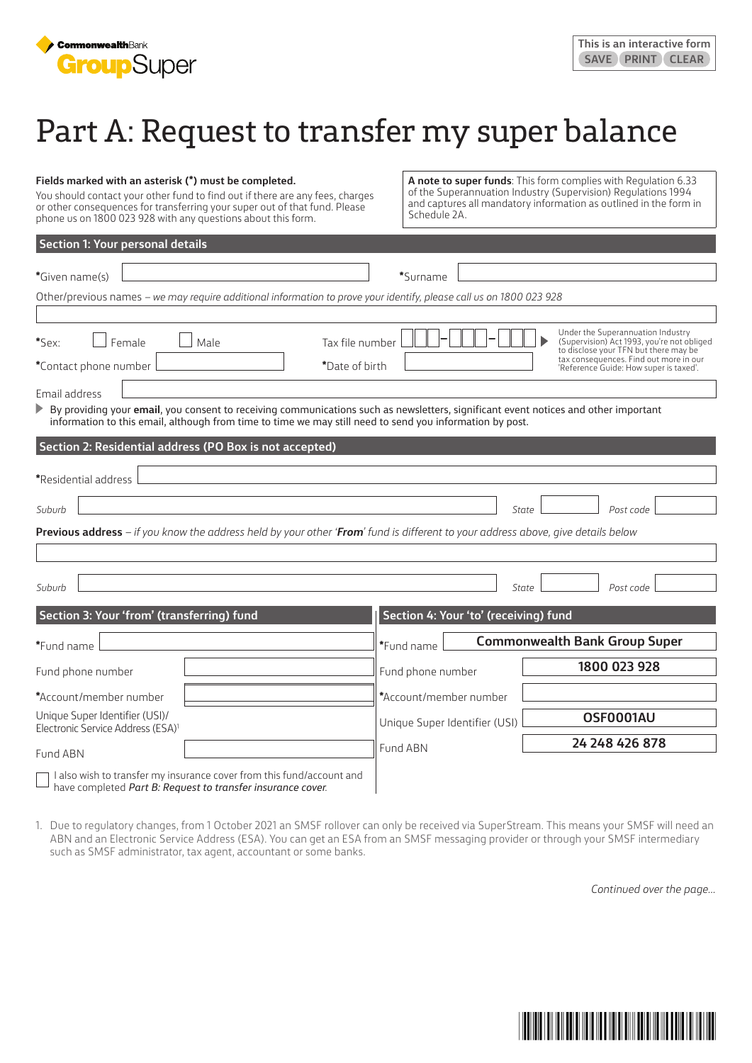# Part A: Request to transfer my super balance

**Fields marked with an asterisk (*) must be completed.**

You should contact your other fund to find out if there are any fees, charges or other consequences for transferring your super out of that fund. Please phone us on 1800 023 928 with any questions about this form.

**A note to super funds**: This form complies with Regulation 6.33 of the Superannuation Industry (Supervision) Regulations 1994 and captures all mandatory information as outlined in the form in Schedule 2A.

## Section 1: Your personal details

*Given name(s) ______ *Surname ______

Other/previous names – *we may require additional information to prove your identify, please call us on 1800 023 928*

______

*Sex: ☐ Female ☐ Male

Tax file number ☐☐☐-☐☐☐-☐☐☐

Under the Superannuation Industry (Supervision) Act 1993, you're not obliged to disclose your TFN but there may be tax consequences. Find out more in our 'Reference Guide: How super is taxed'.

*Contact phone number ______ *Date of birth ______

Email address ______

By providing your **email**, you consent to receiving communications such as newsletters, significant event notices and other important information to this email, although from time to time we may still need to send you information by post.

## Section 2: Residential address (PO Box is not accepted)

*Residential address ______

*Suburb* ______ *State* ______ *Post code* ______

**Previous address** – *if you know the address held by your other '**From**' fund is different to your address above, give details below*

______

*Suburb* ______ *State* ______ *Post code* ______

## Section 3: Your 'from' (transferring) fund

*Fund name ______

Fund phone number ______

*Account/member number ______

Unique Super Identifier (USI)/ Electronic Service Address (ESA)[1] ______

Fund ABN ______

☐ I also wish to transfer my insurance cover from this fund/account and have completed *Part B: Request to transfer insurance cover.*

## Section 4: Your 'to' (receiving) fund

*Fund name **Commonwealth Bank Group Super**

Fund phone number **1800 023 928**

*Account/member number ______

Unique Super Identifier (USI) **OSF0001AU**

Fund ABN **24 248 426 878**

1. Due to regulatory changes, from 1 October 2021 an SMSF rollover can only be received via SuperStream. This means your SMSF will need an ABN and an Electronic Service Address (ESA). You can get an ESA from an SMSF messaging provider or through your SMSF intermediary such as SMSF administrator, tax agent, accountant or some banks.

*Continued over the page...*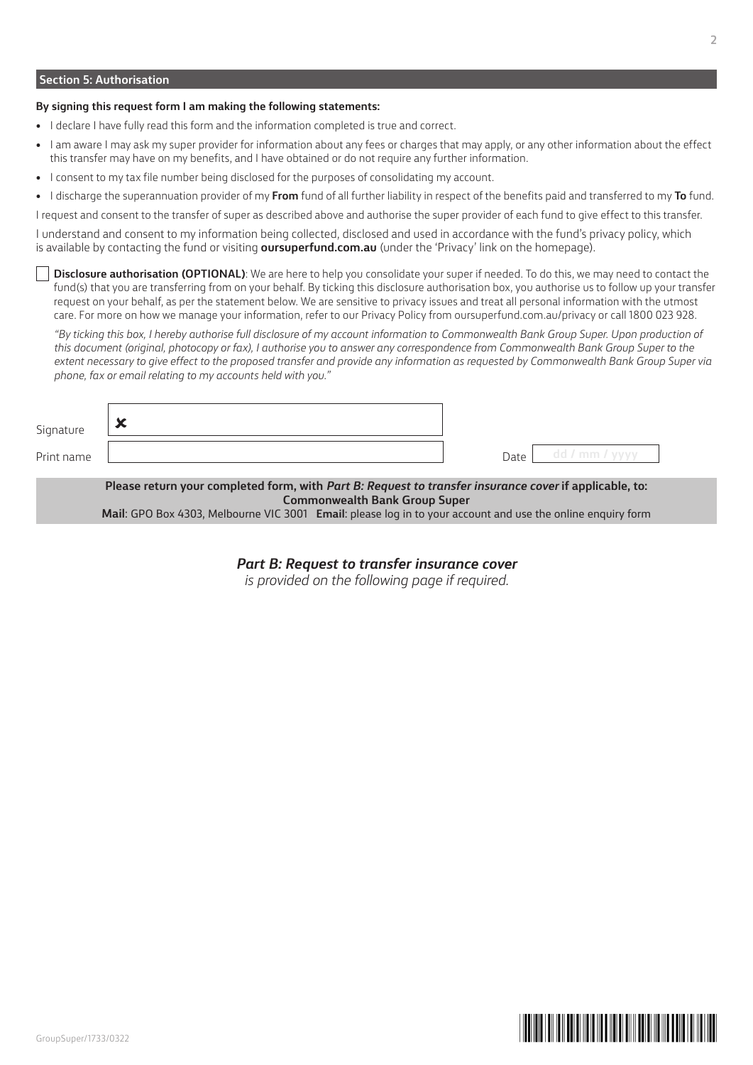## Section 5: Authorisation

**By signing this request form I am making the following statements:**

- I declare I have fully read this form and the information completed is true and correct.
- I am aware I may ask my super provider for information about any fees or charges that may apply, or any other information about the effect this transfer may have on my benefits, and I have obtained or do not require any further information.
- I consent to my tax file number being disclosed for the purposes of consolidating my account.
- I discharge the superannuation provider of my **From** fund of all further liability in respect of the benefits paid and transferred to my **To** fund.

I request and consent to the transfer of super as described above and authorise the super provider of each fund to give effect to this transfer.

I understand and consent to my information being collected, disclosed and used in accordance with the fund's privacy policy, which is available by contacting the fund or visiting **oursuperfund.com.au** (under the 'Privacy' link on the homepage).

☐ **Disclosure authorisation (OPTIONAL)**: We are here to help you consolidate your super if needed. To do this, we may need to contact the fund(s) that you are transferring from on your behalf. By ticking this disclosure authorisation box, you authorise us to follow up your transfer request on your behalf, as per the statement below. We are sensitive to privacy issues and treat all personal information with the utmost care. For more on how we manage your information, refer to our Privacy Policy from oursuperfund.com.au/privacy or call 1800 023 928.

*"By ticking this box, I hereby authorise full disclosure of my account information to Commonwealth Bank Group Super. Upon production of this document (original, photocopy or fax), I authorise you to answer any correspondence from Commonwealth Bank Group Super to the extent necessary to give effect to the proposed transfer and provide any information as requested by Commonwealth Bank Group Super via phone, fax or email relating to my accounts held with you."*

Signature ✘ ______________________________

Print name ______________________________ Date dd / mm / yyyy

**Please return your completed form, with *Part B: Request to transfer insurance cover* if applicable, to:**
**Commonwealth Bank Group Super**
**Mail**: GPO Box 4303, Melbourne VIC 3001 **Email**: please log in to your account and use the online enquiry form

***Part B: Request to transfer insurance cover***
*is provided on the following page if required.*

GroupSuper/1733/0322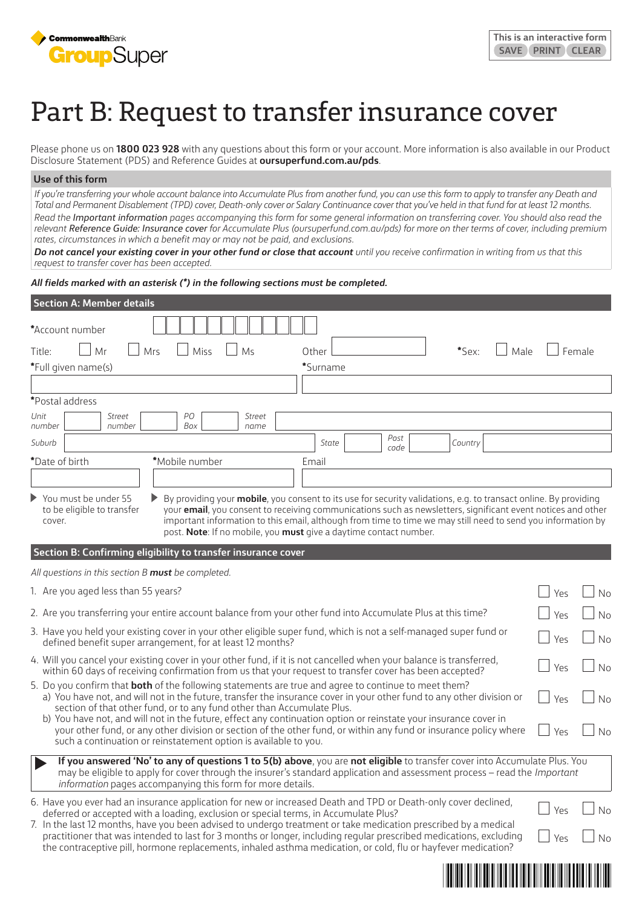CommonwealthBank GroupSuper

This is an interactive form
SAVE PRINT CLEAR

# Part B: Request to transfer insurance cover

Please phone us on **1800 023 928** with any questions about this form or your account. More information is also available in our Product Disclosure Statement (PDS) and Reference Guides at **oursuperfund.com.au/pds**.

## Use of this form

*If you're transferring your whole account balance into Accumulate Plus from another fund, you can use this form to apply to transfer any Death and Total and Permanent Disablement (TPD) cover, Death-only cover or Salary Continuance cover that you've held in that fund for at least 12 months.*

*Read the* Important information *pages accompanying this form for some general information on transferring cover. You should also read the relevant* Reference Guide: Insurance cover *for Accumulate Plus (oursuperfund.com.au/pds) for more on ther terms of cover, including premium rates, circumstances in which a benefit may or may not be paid, and exclusions.*

***Do not cancel your existing cover in your other fund or close that account*** *until you receive confirmation in writing from us that this request to transfer cover has been accepted.*

***All fields marked with an asterisk (*) in the following sections must be completed.***

## Section A: Member details

*Account number

Title: ☐ Mr ☐ Mrs ☐ Miss ☐ Ms Other ______ *Sex: ☐ Male ☐ Female

*Full given name(s) ______ *Surname ______

*Postal address

Unit number ______ Street number ______ PO Box ______ Street name ______

Suburb ______ State ______ Post code ______ Country ______

*Date of birth ______ *Mobile number ______ Email ______

- You must be under 55 to be eligible to transfer cover.
- By providing your **mobile**, you consent to its use for security validations, e.g. to transact online. By providing your **email**, you consent to receiving communications such as newsletters, significant event notices and other important information to this email, although from time to time we may still need to send you information by post. **Note**: If no mobile, you **must** give a daytime contact number.

## Section B: Confirming eligibility to transfer insurance cover

*All questions in this section B **must** be completed.*

1. Are you aged less than 55 years? ☐ Yes ☐ No
2. Are you transferring your entire account balance from your other fund into Accumulate Plus at this time? ☐ Yes ☐ No
3. Have you held your existing cover in your other eligible super fund, which is not a self-managed super fund or defined benefit super arrangement, for at least 12 months? ☐ Yes ☐ No
4. Will you cancel your existing cover in your other fund, if it is not cancelled when your balance is transferred, within 60 days of receiving confirmation from us that your request to transfer cover has been accepted? ☐ Yes ☐ No
5. Do you confirm that **both** of the following statements are true and agree to continue to meet them?
   a) You have not, and will not in the future, transfer the insurance cover in your other fund to any other division or section of that other fund, or to any fund other than Accumulate Plus. ☐ Yes ☐ No
   b) You have not, and will not in the future, effect any continuation option or reinstate your insurance cover in your other fund, or any other division or section of the other fund, or within any fund or insurance policy where such a continuation or reinstatement option is available to you. ☐ Yes ☐ No

**If you answered 'No' to any of questions 1 to 5(b) above**, you are **not eligible** to transfer cover into Accumulate Plus. You may be eligible to apply for cover through the insurer's standard application and assessment process – read the *Important information* pages accompanying this form for more details.

6. Have you ever had an insurance application for new or increased Death and TPD or Death-only cover declined, deferred or accepted with a loading, exclusion or special terms, in Accumulate Plus? ☐ Yes ☐ No
7. In the last 12 months, have you been advised to undergo treatment or take medication prescribed by a medical practitioner that was intended to last for 3 months or longer, including regular prescribed medications, excluding the contraceptive pill, hormone replacements, inhaled asthma medication, or cold, flu or hayfever medication? ☐ Yes ☐ No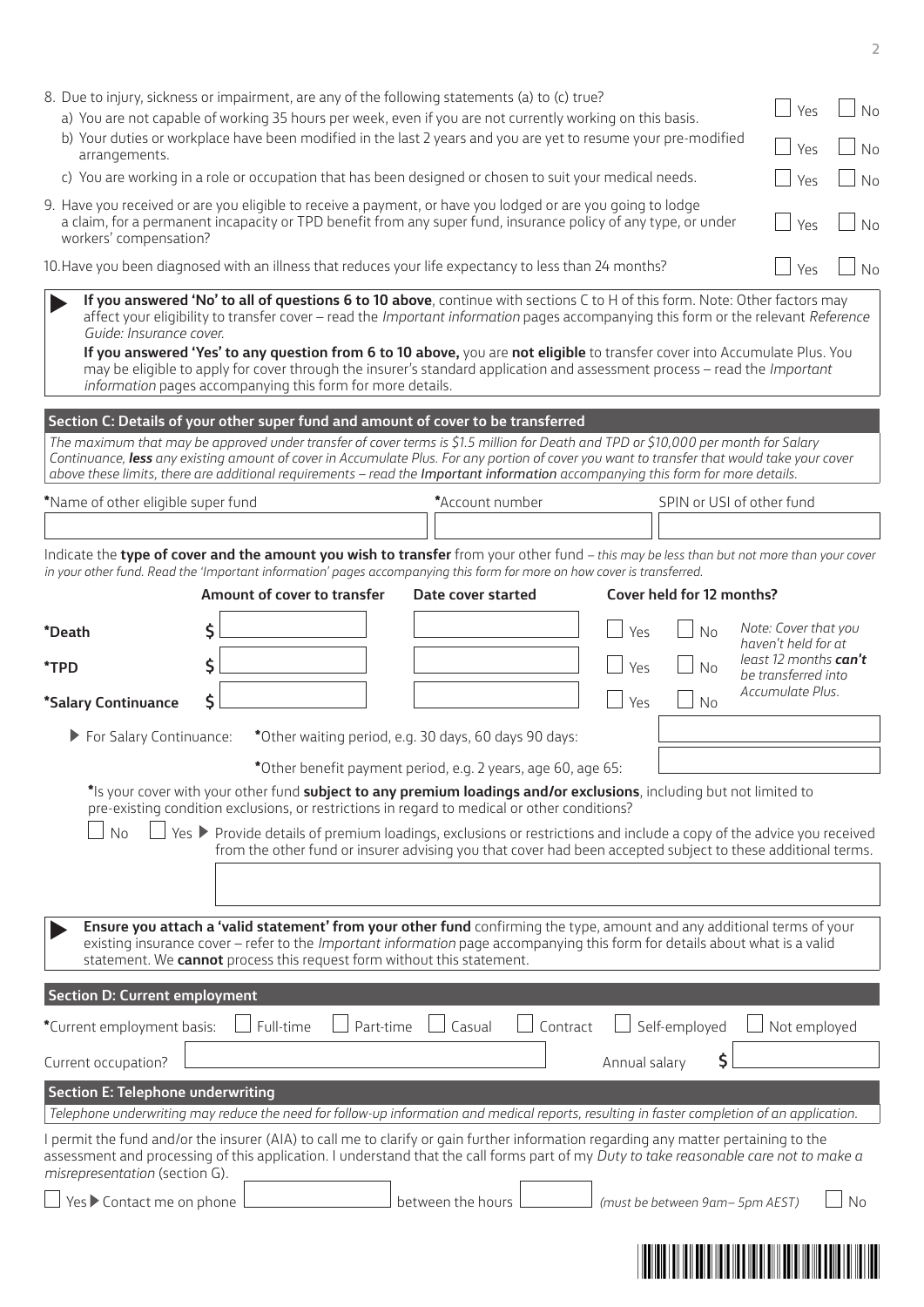8. Due to injury, sickness or impairment, are any of the following statements (a) to (c) true?
   a) You are not capable of working 35 hours per week, even if you are not currently working on this basis. ☐ Yes ☐ No
   b) Your duties or workplace have been modified in the last 2 years and you are yet to resume your pre-modified arrangements. ☐ Yes ☐ No
   c) You are working in a role or occupation that has been designed or chosen to suit your medical needs. ☐ Yes ☐ No
9. Have you received or are you eligible to receive a payment, or have you lodged or are you going to lodge a claim, for a permanent incapacity or TPD benefit from any super fund, insurance policy of any type, or under workers' compensation? ☐ Yes ☐ No
10. Have you been diagnosed with an illness that reduces your life expectancy to less than 24 months? ☐ Yes ☐ No

▶ **If you answered 'No' to all of questions 6 to 10 above**, continue with sections C to H of this form. Note: Other factors may affect your eligibility to transfer cover – read the *Important information* pages accompanying this form or the relevant *Reference Guide: Insurance cover.*

**If you answered 'Yes' to any question from 6 to 10 above,** you are **not eligible** to transfer cover into Accumulate Plus. You may be eligible to apply for cover through the insurer's standard application and assessment process – read the *Important information* pages accompanying this form for more details.

## Section C: Details of your other super fund and amount of cover to be transferred

*The maximum that may be approved under transfer of cover terms is $1.5 million for Death and TPD or $10,000 per month for Salary Continuance, **less** any existing amount of cover in Accumulate Plus. For any portion of cover you want to transfer that would take your cover above these limits, there are additional requirements – read the **Important information** accompanying this form for more details.*

| *Name of other eligible super fund | *Account number | SPIN or USI of other fund |
|---|---|---|
| | | |

Indicate the **type of cover and the amount you wish to transfer** from your other fund – *this may be less than but not more than your cover in your other fund. Read the 'Important information' pages accompanying this form for more on how cover is transferred.*

| | Amount of cover to transfer | Date cover started | Cover held for 12 months? |
|---|---|---|---|
| ***Death** | $ | | ☐ Yes ☐ No |
| ***TPD** | $ | | ☐ Yes ☐ No |
| ***Salary Continuance** | $ | | ☐ Yes ☐ No |

*Note: Cover that you haven't held for at least 12 months **can't** be transferred into Accumulate Plus.*

▶ For Salary Continuance: *Other waiting period, e.g. 30 days, 60 days 90 days: ______

*Other benefit payment period, e.g. 2 years, age 60, age 65: ______

*Is your cover with your other fund **subject to any premium loadings and/or exclusions**, including but not limited to pre-existing condition exclusions, or restrictions in regard to medical or other conditions?

☐ No ☐ Yes ▶ Provide details of premium loadings, exclusions or restrictions and include a copy of the advice you received from the other fund or insurer advising you that cover had been accepted subject to these additional terms.

▶ **Ensure you attach a 'valid statement' from your other fund** confirming the type, amount and any additional terms of your existing insurance cover – refer to the *Important information* page accompanying this form for details about what is a valid statement. We **cannot** process this request form without this statement.

## Section D: Current employment

*Current employment basis: ☐ Full-time ☐ Part-time ☐ Casual ☐ Contract ☐ Self-employed ☐ Not employed

Current occupation? ______ Annual salary $ ______

## Section E: Telephone underwriting

*Telephone underwriting may reduce the need for follow-up information and medical reports, resulting in faster completion of an application.*

I permit the fund and/or the insurer (AIA) to call me to clarify or gain further information regarding any matter pertaining to the assessment and processing of this application. I understand that the call forms part of my *Duty to take reasonable care not to make a misrepresentation* (section G).

☐ Yes ▶ Contact me on phone ______ between the hours ______ *(must be between 9am– 5pm AEST)* ☐ No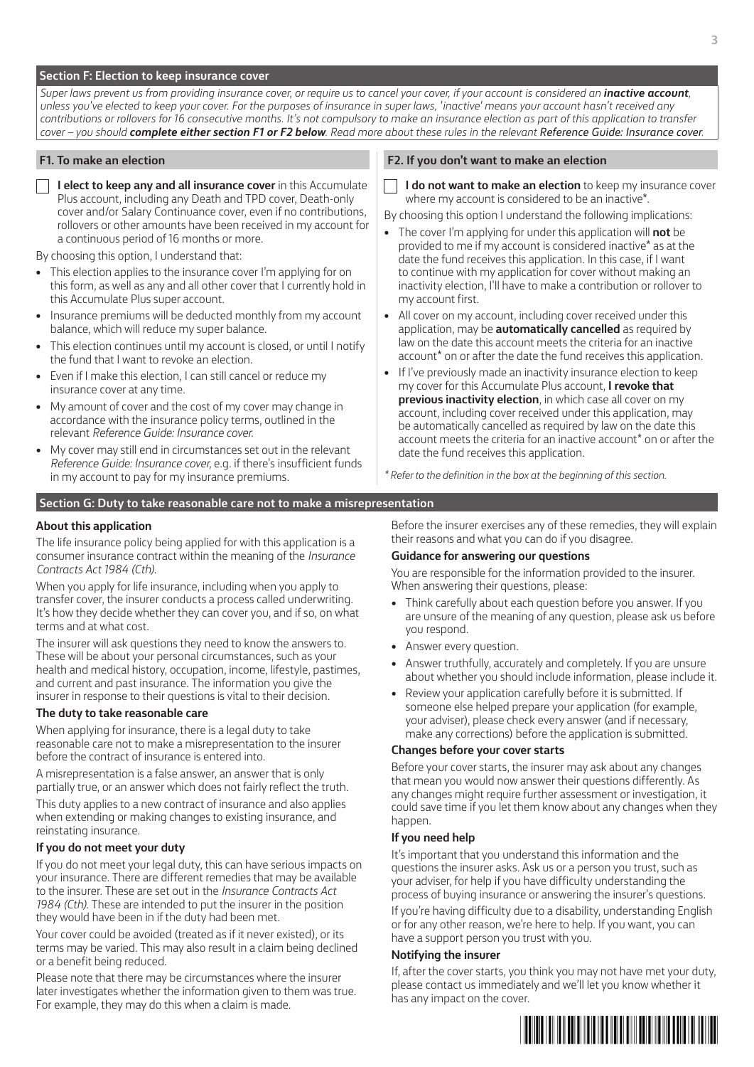## Section F: Election to keep insurance cover

*Super laws prevent us from providing insurance cover, or require us to cancel your cover, if your account is considered an* ***inactive account****, unless you've elected to keep your cover. For the purposes of insurance in super laws, 'inactive' means your account hasn't received any contributions or rollovers for 16 consecutive months. It's not compulsory to make an insurance election as part of this application to transfer cover – you should* ***complete either section F1 or F2 below****. Read more about these rules in the relevant Reference Guide: Insurance cover.*

### F1. To make an election

☐ **I elect to keep any and all insurance cover** in this Accumulate Plus account, including any Death and TPD cover, Death-only cover and/or Salary Continuance cover, even if no contributions, rollovers or other amounts have been received in my account for a continuous period of 16 months or more.

By choosing this option, I understand that:

- This election applies to the insurance cover I'm applying for on this form, as well as any and all other cover that I currently hold in this Accumulate Plus super account.
- Insurance premiums will be deducted monthly from my account balance, which will reduce my super balance.
- This election continues until my account is closed, or until I notify the fund that I want to revoke an election.
- Even if I make this election, I can still cancel or reduce my insurance cover at any time.
- My amount of cover and the cost of my cover may change in accordance with the insurance policy terms, outlined in the relevant *Reference Guide: Insurance cover*.
- My cover may still end in circumstances set out in the relevant *Reference Guide: Insurance cover*, e.g. if there's insufficient funds in my account to pay for my insurance premiums.

### F2. If you don't want to make an election

☐ **I do not want to make an election** to keep my insurance cover where my account is considered to be an inactive*.

By choosing this option I understand the following implications:

- The cover I'm applying for under this application will **not** be provided to me if my account is considered inactive* as at the date the fund receives this application. In this case, if I want to continue with my application for cover without making an inactivity election, I'll have to make a contribution or rollover to my account first.
- All cover on my account, including cover received under this application, may be **automatically cancelled** as required by law on the date this account meets the criteria for an inactive account* on or after the date the fund receives this application.
- If I've previously made an inactivity insurance election to keep my cover for this Accumulate Plus account, **I revoke that previous inactivity election**, in which case all cover on my account, including cover received under this application, may be automatically cancelled as required by law on the date this account meets the criteria for an inactive account* on or after the date the fund receives this application.

*\* Refer to the definition in the box at the beginning of this section.*

## Section G: Duty to take reasonable care not to make a misrepresentation

### About this application

The life insurance policy being applied for with this application is a consumer insurance contract within the meaning of the *Insurance Contracts Act 1984 (Cth)*.

When you apply for life insurance, including when you apply to transfer cover, the insurer conducts a process called underwriting. It's how they decide whether they can cover you, and if so, on what terms and at what cost.

The insurer will ask questions they need to know the answers to. These will be about your personal circumstances, such as your health and medical history, occupation, income, lifestyle, pastimes, and current and past insurance. The information you give the insurer in response to their questions is vital to their decision.

### The duty to take reasonable care

When applying for insurance, there is a legal duty to take reasonable care not to make a misrepresentation to the insurer before the contract of insurance is entered into.

A misrepresentation is a false answer, an answer that is only partially true, or an answer which does not fairly reflect the truth.

This duty applies to a new contract of insurance and also applies when extending or making changes to existing insurance, and reinstating insurance.

### If you do not meet your duty

If you do not meet your legal duty, this can have serious impacts on your insurance. There are different remedies that may be available to the insurer. These are set out in the *Insurance Contracts Act 1984 (Cth)*. These are intended to put the insurer in the position they would have been in if the duty had been met.

Your cover could be avoided (treated as if it never existed), or its terms may be varied. This may also result in a claim being declined or a benefit being reduced.

Please note that there may be circumstances where the insurer later investigates whether the information given to them was true. For example, they may do this when a claim is made.

Before the insurer exercises any of these remedies, they will explain their reasons and what you can do if you disagree.

### Guidance for answering our questions

You are responsible for the information provided to the insurer. When answering their questions, please:

- Think carefully about each question before you answer. If you are unsure of the meaning of any question, please ask us before you respond.
- Answer every question.
- Answer truthfully, accurately and completely. If you are unsure about whether you should include information, please include it.
- Review your application carefully before it is submitted. If someone else helped prepare your application (for example, your adviser), please check every answer (and if necessary, make any corrections) before the application is submitted.

### Changes before your cover starts

Before your cover starts, the insurer may ask about any changes that mean you would now answer their questions differently. As any changes might require further assessment or investigation, it could save time if you let them know about any changes when they happen.

### If you need help

It's important that you understand this information and the questions the insurer asks. Ask us or a person you trust, such as your adviser, for help if you have difficulty understanding the process of buying insurance or answering the insurer's questions.

If you're having difficulty due to a disability, understanding English or for any other reason, we're here to help. If you want, you can have a support person you trust with you.

### Notifying the insurer

If, after the cover starts, you think you may not have met your duty, please contact us immediately and we'll let you know whether it has any impact on the cover.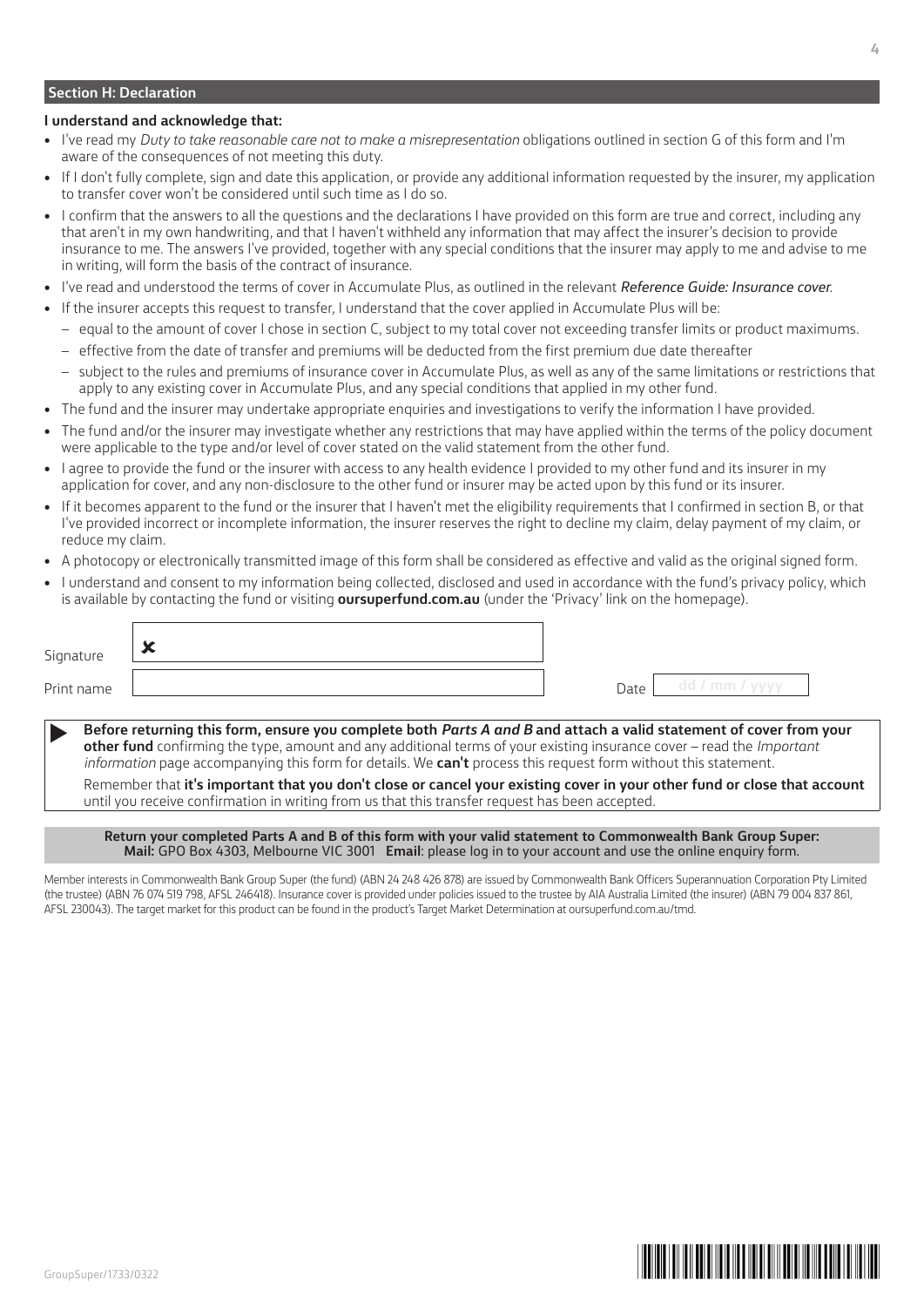## Section H: Declaration

**I understand and acknowledge that:**

- I've read my *Duty to take reasonable care not to make a misrepresentation* obligations outlined in section G of this form and I'm aware of the consequences of not meeting this duty.
- If I don't fully complete, sign and date this application, or provide any additional information requested by the insurer, my application to transfer cover won't be considered until such time as I do so.
- I confirm that the answers to all the questions and the declarations I have provided on this form are true and correct, including any that aren't in my own handwriting, and that I haven't withheld any information that may affect the insurer's decision to provide insurance to me. The answers I've provided, together with any special conditions that the insurer may apply to me and advise to me in writing, will form the basis of the contract of insurance.
- I've read and understood the terms of cover in Accumulate Plus, as outlined in the relevant *Reference Guide: Insurance cover*.
- If the insurer accepts this request to transfer, I understand that the cover applied in Accumulate Plus will be:
  - equal to the amount of cover I chose in section C, subject to my total cover not exceeding transfer limits or product maximums.
  - effective from the date of transfer and premiums will be deducted from the first premium due date thereafter
  - subject to the rules and premiums of insurance cover in Accumulate Plus, as well as any of the same limitations or restrictions that apply to any existing cover in Accumulate Plus, and any special conditions that applied in my other fund.
- The fund and the insurer may undertake appropriate enquiries and investigations to verify the information I have provided.
- The fund and/or the insurer may investigate whether any restrictions that may have applied within the terms of the policy document were applicable to the type and/or level of cover stated on the valid statement from the other fund.
- I agree to provide the fund or the insurer with access to any health evidence I provided to my other fund and its insurer in my application for cover, and any non-disclosure to the other fund or insurer may be acted upon by this fund or its insurer.
- If it becomes apparent to the fund or the insurer that I haven't met the eligibility requirements that I confirmed in section B, or that I've provided incorrect or incomplete information, the insurer reserves the right to decline my claim, delay payment of my claim, or reduce my claim.
- A photocopy or electronically transmitted image of this form shall be considered as effective and valid as the original signed form.
- I understand and consent to my information being collected, disclosed and used in accordance with the fund's privacy policy, which is available by contacting the fund or visiting **oursuperfund.com.au** (under the 'Privacy' link on the homepage).

Signature ✘

Print name

Date dd / mm / yyyy

**Before returning this form, ensure you complete both *Parts A and B* and attach a valid statement of cover from your other fund** confirming the type, amount and any additional terms of your existing insurance cover – read the *Important information* page accompanying this form for details. We **can't** process this request form without this statement.

Remember that **it's important that you don't close or cancel your existing cover in your other fund or close that account** until you receive confirmation in writing from us that this transfer request has been accepted.

**Return your completed Parts A and B of this form with your valid statement to Commonwealth Bank Group Super:**
**Mail:** GPO Box 4303, Melbourne VIC 3001 **Email**: please log in to your account and use the online enquiry form.

Member interests in Commonwealth Bank Group Super (the fund) (ABN 24 248 426 878) are issued by Commonwealth Bank Officers Superannuation Corporation Pty Limited (the trustee) (ABN 76 074 519 798, AFSL 246418). Insurance cover is provided under policies issued to the trustee by AIA Australia Limited (the insurer) (ABN 79 004 837 861, AFSL 230043). The target market for this product can be found in the product's Target Market Determination at oursuperfund.com.au/tmd.

GroupSuper/1733/0322